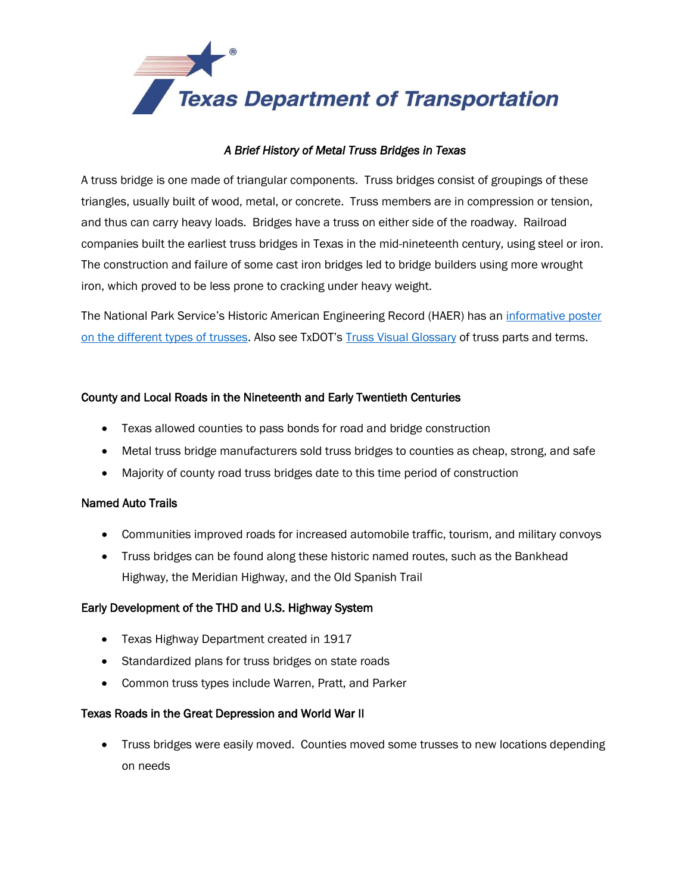Texas Department of Transportation

*A Brief History of Metal Truss Bridges in Texas*

A truss bridge is one made of triangular components. Truss bridges consist of groupings of these triangles, usually built of wood, metal, or concrete. Truss members are in compression or tension, and thus can carry heavy loads. Bridges have a truss on either side of the roadway. Railroad companies built the earliest truss bridges in Texas in the mid-nineteenth century, using steel or iron. The construction and failure of some cast iron bridges led to bridge builders using more wrought iron, which proved to be less prone to cracking under heavy weight.

The National Park Service's Historic American Engineering Record (HAER) has an informative poster on the different types of trusses. Also see TxDOT's Truss Visual Glossary of truss parts and terms.

## County and Local Roads in the Nineteenth and Early Twentieth Centuries

- Texas allowed counties to pass bonds for road and bridge construction
- Metal truss bridge manufacturers sold truss bridges to counties as cheap, strong, and safe
- Majority of county road truss bridges date to this time period of construction

## Named Auto Trails

- Communities improved roads for increased automobile traffic, tourism, and military convoys
- Truss bridges can be found along these historic named routes, such as the Bankhead Highway, the Meridian Highway, and the Old Spanish Trail

## Early Development of the THD and U.S. Highway System

- Texas Highway Department created in 1917
- Standardized plans for truss bridges on state roads
- Common truss types include Warren, Pratt, and Parker

## Texas Roads in the Great Depression and World War II

- Truss bridges were easily moved. Counties moved some trusses to new locations depending on needs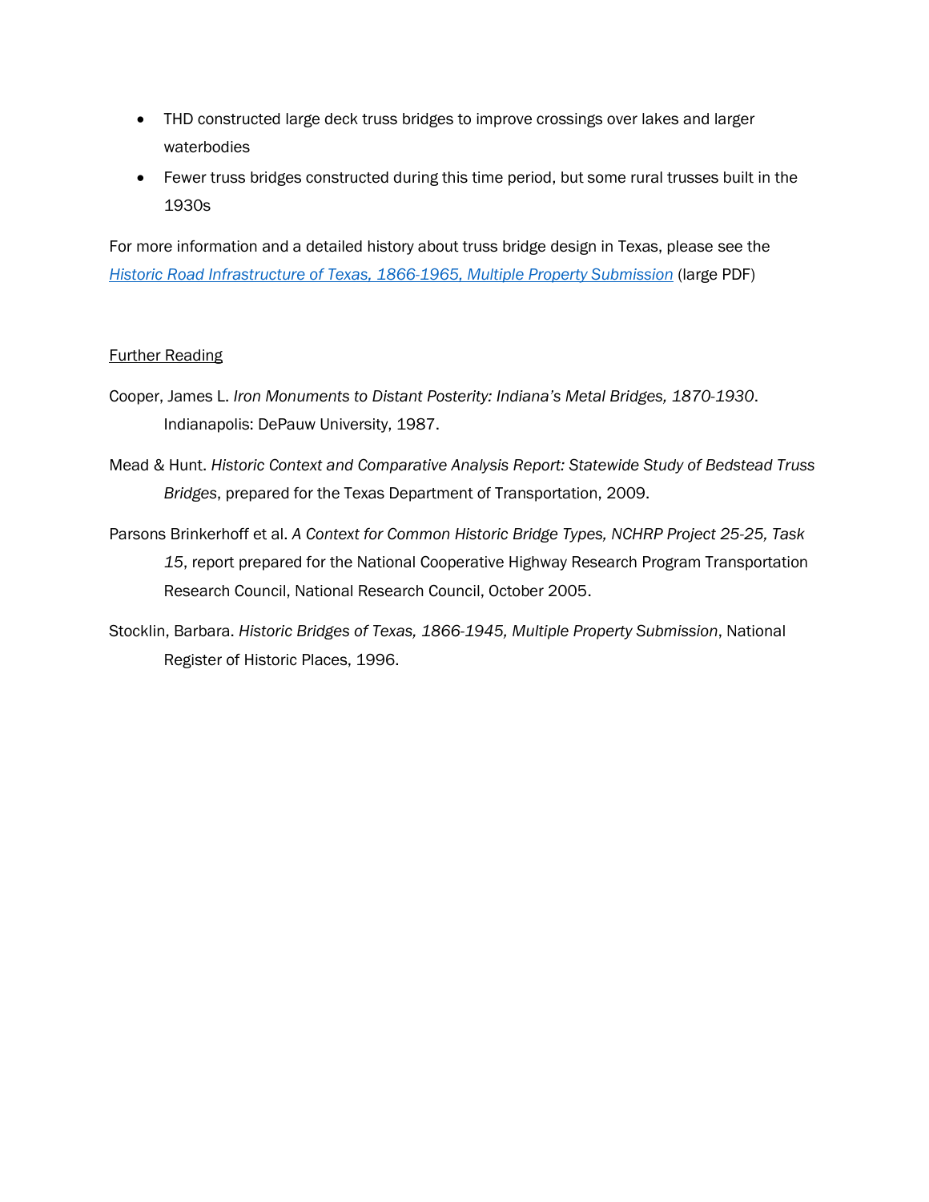- THD constructed large deck truss bridges to improve crossings over lakes and larger waterbodies
- Fewer truss bridges constructed during this time period, but some rural trusses built in the 1930s

For more information and a detailed history about truss bridge design in Texas, please see the *Historic Road Infrastructure of Texas, 1866-1965, Multiple Property Submission* (large PDF)

Further Reading

Cooper, James L. *Iron Monuments to Distant Posterity: Indiana's Metal Bridges, 1870-1930*. Indianapolis: DePauw University, 1987.

Mead & Hunt. *Historic Context and Comparative Analysis Report: Statewide Study of Bedstead Truss Bridges*, prepared for the Texas Department of Transportation, 2009.

Parsons Brinkerhoff et al. *A Context for Common Historic Bridge Types, NCHRP Project 25-25, Task 15*, report prepared for the National Cooperative Highway Research Program Transportation Research Council, National Research Council, October 2005.

Stocklin, Barbara. *Historic Bridges of Texas, 1866-1945, Multiple Property Submission*, National Register of Historic Places, 1996.